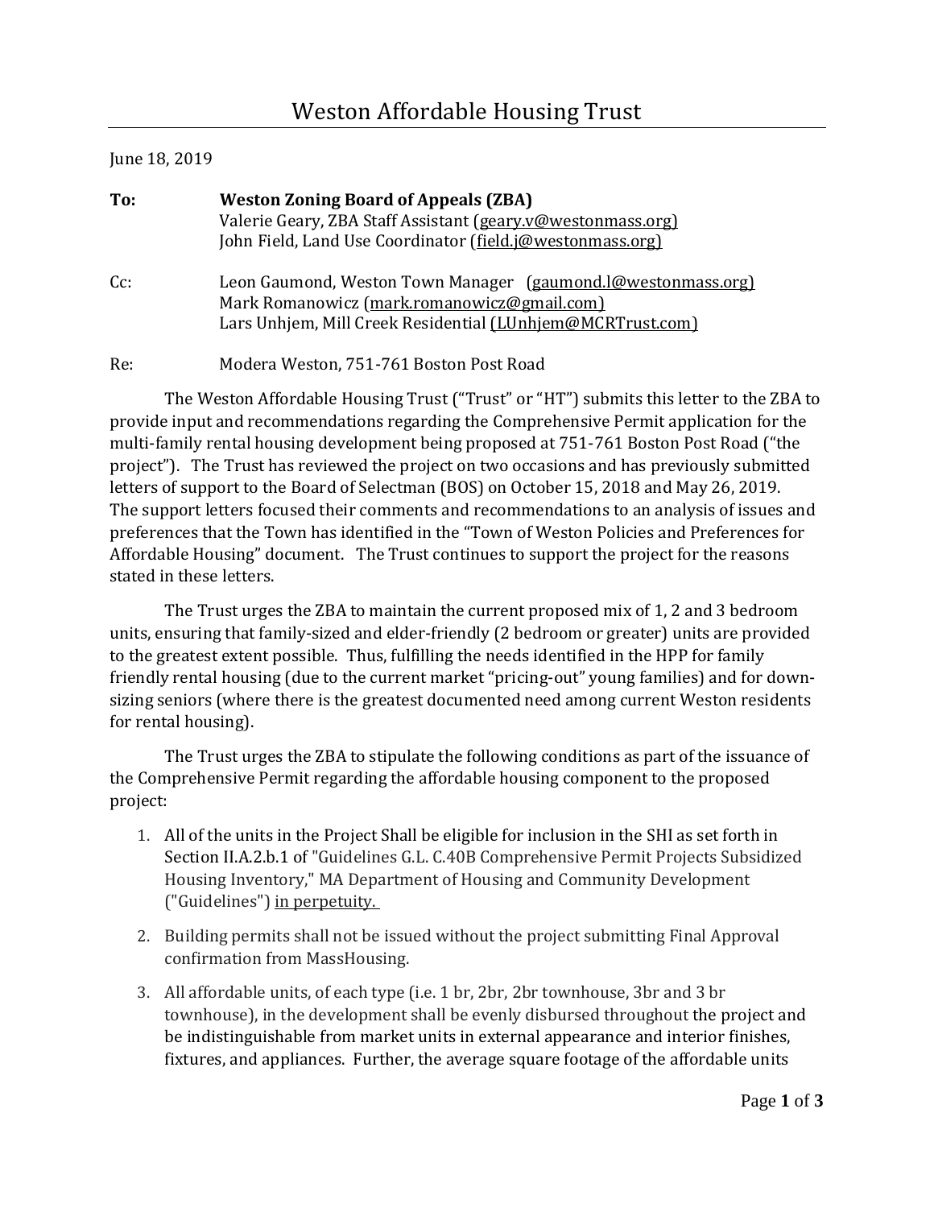# Weston Affordable Housing Trust

June 18, 2019

**To:** **Weston Zoning Board of Appeals (ZBA)**
Valerie Geary, ZBA Staff Assistant (geary.v@westonmass.org)
John Field, Land Use Coordinator (field.j@westonmass.org)

Cc: Leon Gaumond, Weston Town Manager (gaumond.l@westonmass.org)
Mark Romanowicz (mark.romanowicz@gmail.com)
Lars Unhjem, Mill Creek Residential (LUnhjem@MCRTrust.com)

Re: Modera Weston, 751-761 Boston Post Road

The Weston Affordable Housing Trust ("Trust" or "HT") submits this letter to the ZBA to provide input and recommendations regarding the Comprehensive Permit application for the multi-family rental housing development being proposed at 751-761 Boston Post Road ("the project"). The Trust has reviewed the project on two occasions and has previously submitted letters of support to the Board of Selectman (BOS) on October 15, 2018 and May 26, 2019. The support letters focused their comments and recommendations to an analysis of issues and preferences that the Town has identified in the "Town of Weston Policies and Preferences for Affordable Housing" document. The Trust continues to support the project for the reasons stated in these letters.

The Trust urges the ZBA to maintain the current proposed mix of 1, 2 and 3 bedroom units, ensuring that family-sized and elder-friendly (2 bedroom or greater) units are provided to the greatest extent possible. Thus, fulfilling the needs identified in the HPP for family friendly rental housing (due to the current market "pricing-out" young families) and for down-sizing seniors (where there is the greatest documented need among current Weston residents for rental housing).

The Trust urges the ZBA to stipulate the following conditions as part of the issuance of the Comprehensive Permit regarding the affordable housing component to the proposed project:

1. All of the units in the Project Shall be eligible for inclusion in the SHI as set forth in Section II.A.2.b.1 of "Guidelines G.L. C.40B Comprehensive Permit Projects Subsidized Housing Inventory," MA Department of Housing and Community Development ("Guidelines") <u>in perpetuity.</u>
2. Building permits shall not be issued without the project submitting Final Approval confirmation from MassHousing.
3. All affordable units, of each type (i.e. 1 br, 2br, 2br townhouse, 3br and 3 br townhouse), in the development shall be evenly disbursed throughout the project and be indistinguishable from market units in external appearance and interior finishes, fixtures, and appliances. Further, the average square footage of the affordable units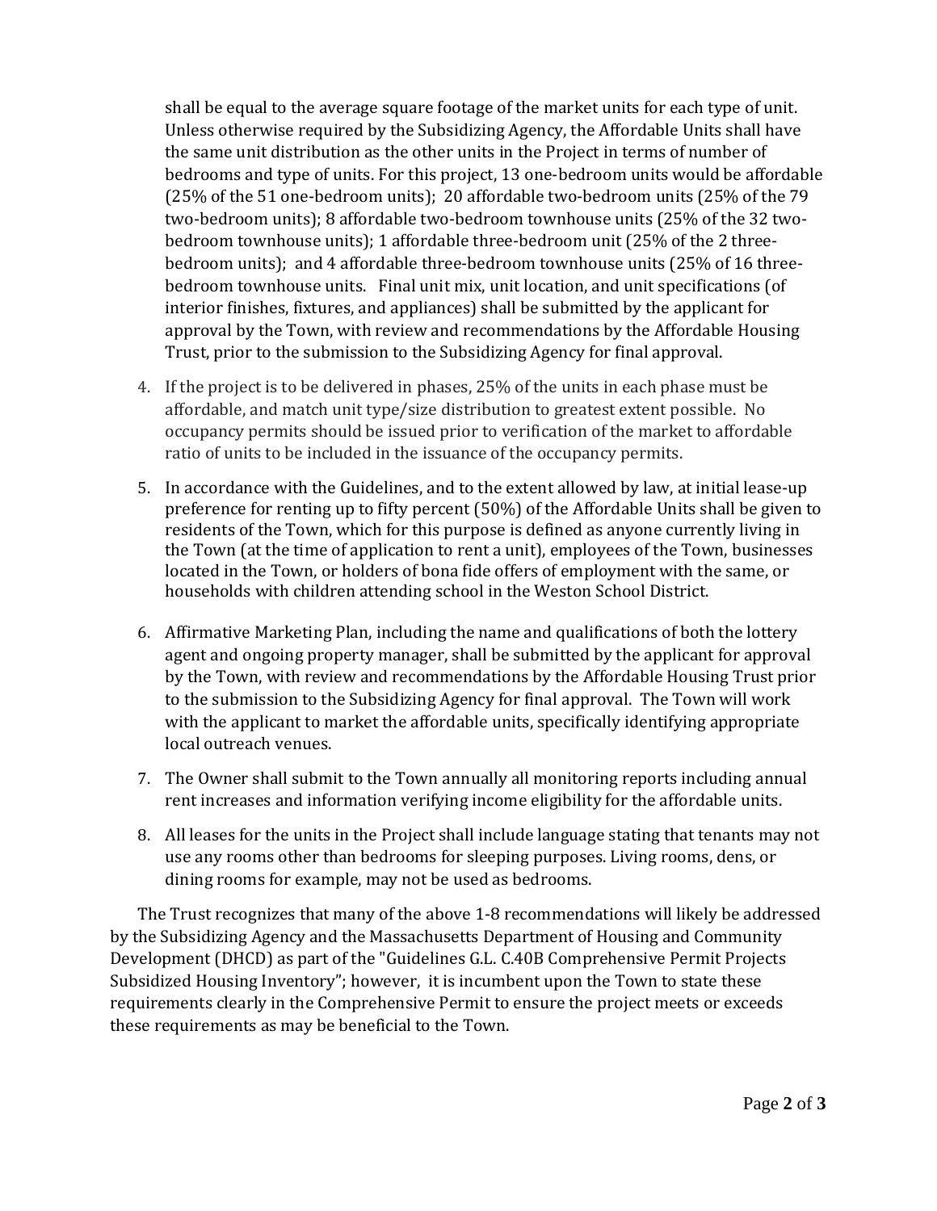shall be equal to the average square footage of the market units for each type of unit. Unless otherwise required by the Subsidizing Agency, the Affordable Units shall have the same unit distribution as the other units in the Project in terms of number of bedrooms and type of units. For this project, 13 one-bedroom units would be affordable (25% of the 51 one-bedroom units); 20 affordable two-bedroom units (25% of the 79 two-bedroom units); 8 affordable two-bedroom townhouse units (25% of the 32 two-bedroom townhouse units); 1 affordable three-bedroom unit (25% of the 2 three-bedroom units); and 4 affordable three-bedroom townhouse units (25% of 16 three-bedroom townhouse units. Final unit mix, unit location, and unit specifications (of interior finishes, fixtures, and appliances) shall be submitted by the applicant for approval by the Town, with review and recommendations by the Affordable Housing Trust, prior to the submission to the Subsidizing Agency for final approval.

4. If the project is to be delivered in phases, 25% of the units in each phase must be affordable, and match unit type/size distribution to greatest extent possible. No occupancy permits should be issued prior to verification of the market to affordable ratio of units to be included in the issuance of the occupancy permits.

5. In accordance with the Guidelines, and to the extent allowed by law, at initial lease-up preference for renting up to fifty percent (50%) of the Affordable Units shall be given to residents of the Town, which for this purpose is defined as anyone currently living in the Town (at the time of application to rent a unit), employees of the Town, businesses located in the Town, or holders of bona fide offers of employment with the same, or households with children attending school in the Weston School District.

6. Affirmative Marketing Plan, including the name and qualifications of both the lottery agent and ongoing property manager, shall be submitted by the applicant for approval by the Town, with review and recommendations by the Affordable Housing Trust prior to the submission to the Subsidizing Agency for final approval. The Town will work with the applicant to market the affordable units, specifically identifying appropriate local outreach venues.

7. The Owner shall submit to the Town annually all monitoring reports including annual rent increases and information verifying income eligibility for the affordable units.

8. All leases for the units in the Project shall include language stating that tenants may not use any rooms other than bedrooms for sleeping purposes. Living rooms, dens, or dining rooms for example, may not be used as bedrooms.

The Trust recognizes that many of the above 1-8 recommendations will likely be addressed by the Subsidizing Agency and the Massachusetts Department of Housing and Community Development (DHCD) as part of the "Guidelines G.L. C.40B Comprehensive Permit Projects Subsidized Housing Inventory"; however, it is incumbent upon the Town to state these requirements clearly in the Comprehensive Permit to ensure the project meets or exceeds these requirements as may be beneficial to the Town.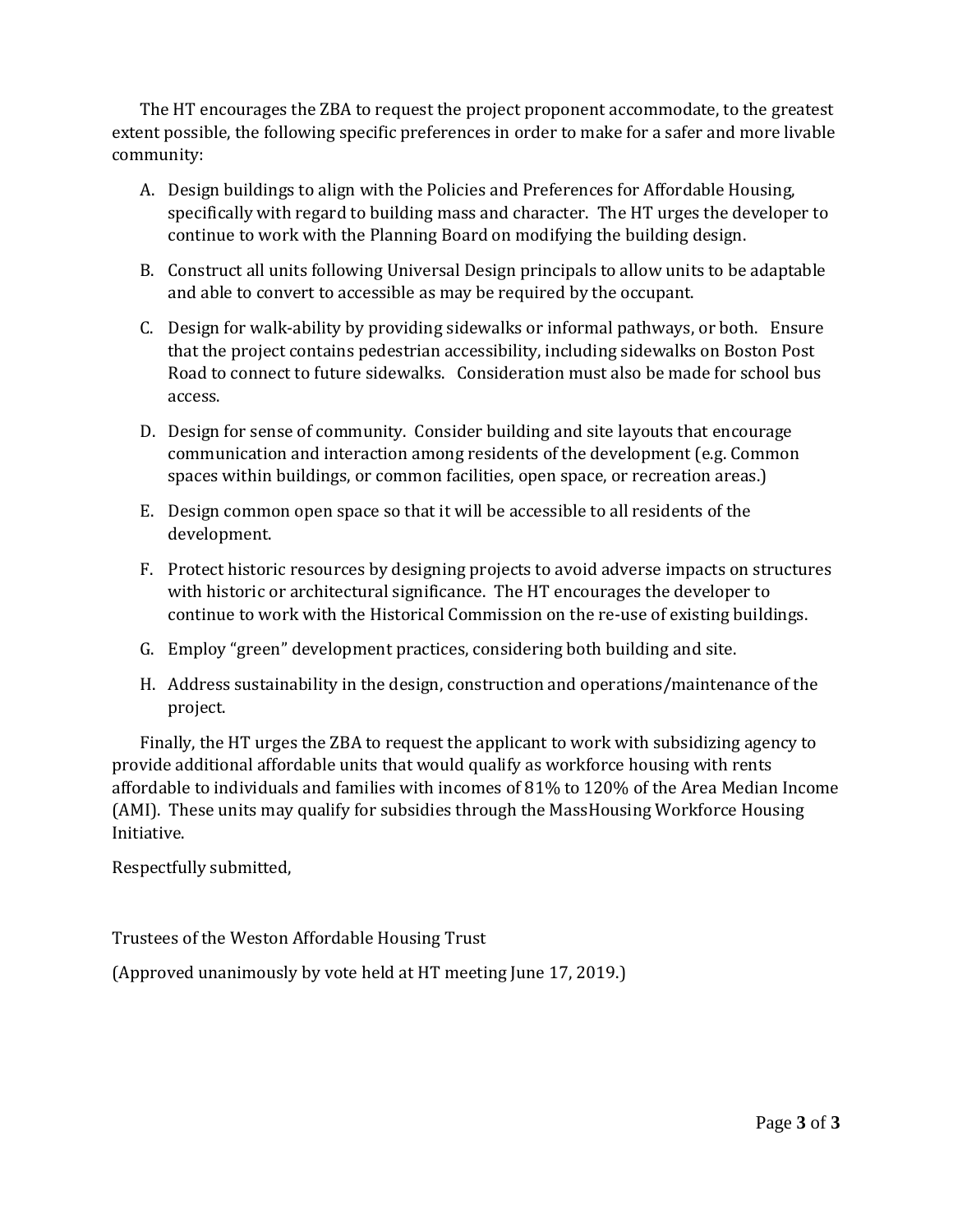The HT encourages the ZBA to request the project proponent accommodate, to the greatest extent possible, the following specific preferences in order to make for a safer and more livable community:

A. Design buildings to align with the Policies and Preferences for Affordable Housing, specifically with regard to building mass and character. The HT urges the developer to continue to work with the Planning Board on modifying the building design.

B. Construct all units following Universal Design principals to allow units to be adaptable and able to convert to accessible as may be required by the occupant.

C. Design for walk-ability by providing sidewalks or informal pathways, or both. Ensure that the project contains pedestrian accessibility, including sidewalks on Boston Post Road to connect to future sidewalks. Consideration must also be made for school bus access.

D. Design for sense of community. Consider building and site layouts that encourage communication and interaction among residents of the development (e.g. Common spaces within buildings, or common facilities, open space, or recreation areas.)

E. Design common open space so that it will be accessible to all residents of the development.

F. Protect historic resources by designing projects to avoid adverse impacts on structures with historic or architectural significance. The HT encourages the developer to continue to work with the Historical Commission on the re-use of existing buildings.

G. Employ "green" development practices, considering both building and site.

H. Address sustainability in the design, construction and operations/maintenance of the project.

Finally, the HT urges the ZBA to request the applicant to work with subsidizing agency to provide additional affordable units that would qualify as workforce housing with rents affordable to individuals and families with incomes of 81% to 120% of the Area Median Income (AMI). These units may qualify for subsidies through the MassHousing Workforce Housing Initiative.

Respectfully submitted,

Trustees of the Weston Affordable Housing Trust

(Approved unanimously by vote held at HT meeting June 17, 2019.)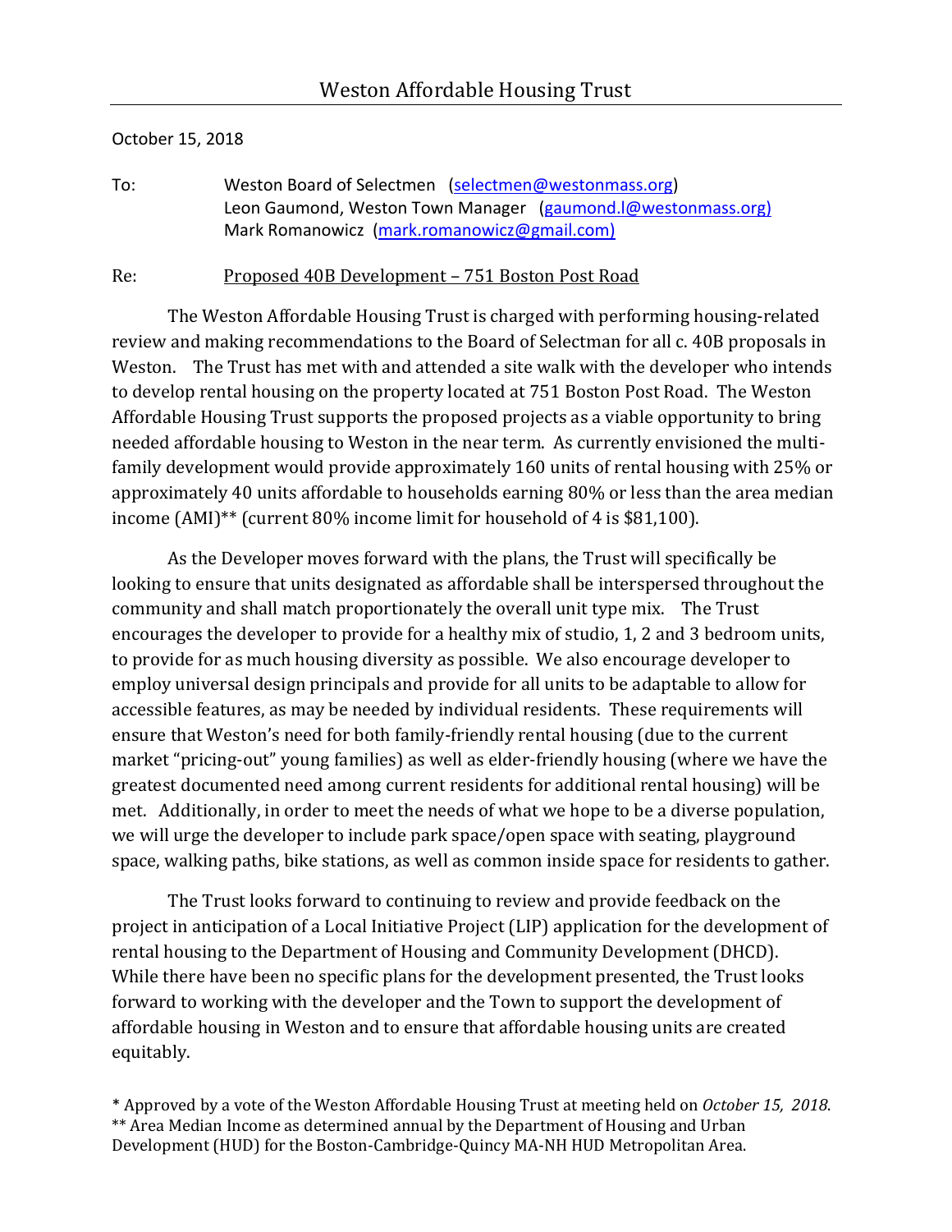# Weston Affordable Housing Trust

October 15, 2018

To: Weston Board of Selectmen (selectmen@westonmass.org)
Leon Gaumond, Weston Town Manager (gaumond.l@westonmass.org)
Mark Romanowicz (mark.romanowicz@gmail.com)

Re: Proposed 40B Development – 751 Boston Post Road

The Weston Affordable Housing Trust is charged with performing housing-related review and making recommendations to the Board of Selectman for all c. 40B proposals in Weston. The Trust has met with and attended a site walk with the developer who intends to develop rental housing on the property located at 751 Boston Post Road. The Weston Affordable Housing Trust supports the proposed projects as a viable opportunity to bring needed affordable housing to Weston in the near term. As currently envisioned the multi-family development would provide approximately 160 units of rental housing with 25% or approximately 40 units affordable to households earning 80% or less than the area median income (AMI)** (current 80% income limit for household of 4 is $81,100).

As the Developer moves forward with the plans, the Trust will specifically be looking to ensure that units designated as affordable shall be interspersed throughout the community and shall match proportionately the overall unit type mix. The Trust encourages the developer to provide for a healthy mix of studio, 1, 2 and 3 bedroom units, to provide for as much housing diversity as possible. We also encourage developer to employ universal design principals and provide for all units to be adaptable to allow for accessible features, as may be needed by individual residents. These requirements will ensure that Weston's need for both family-friendly rental housing (due to the current market "pricing-out" young families) as well as elder-friendly housing (where we have the greatest documented need among current residents for additional rental housing) will be met. Additionally, in order to meet the needs of what we hope to be a diverse population, we will urge the developer to include park space/open space with seating, playground space, walking paths, bike stations, as well as common inside space for residents to gather.

The Trust looks forward to continuing to review and provide feedback on the project in anticipation of a Local Initiative Project (LIP) application for the development of rental housing to the Department of Housing and Community Development (DHCD). While there have been no specific plans for the development presented, the Trust looks forward to working with the developer and the Town to support the development of affordable housing in Weston and to ensure that affordable housing units are created equitably.

\* Approved by a vote of the Weston Affordable Housing Trust at meeting held on *October 15, 2018*.
\*\* Area Median Income as determined annual by the Department of Housing and Urban Development (HUD) for the Boston-Cambridge-Quincy MA-NH HUD Metropolitan Area.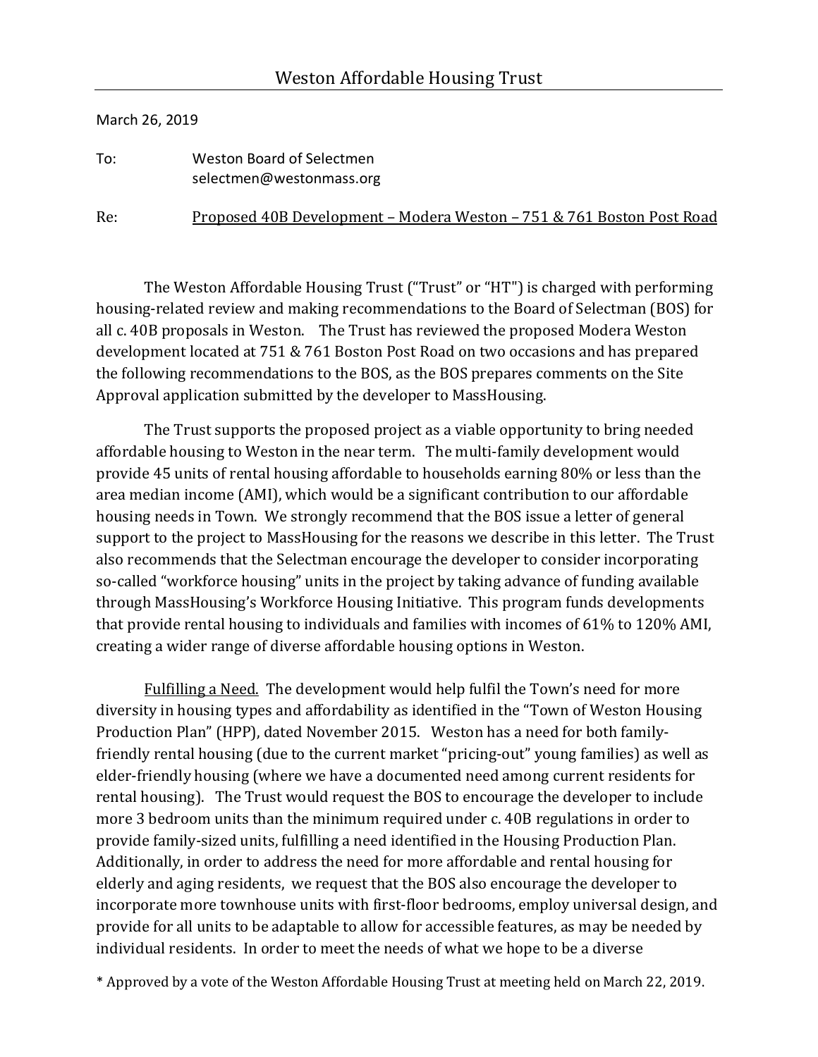# Weston Affordable Housing Trust

March 26, 2019

To: Weston Board of Selectmen
selectmen@westonmass.org

Re: Proposed 40B Development – Modera Weston – 751 & 761 Boston Post Road

The Weston Affordable Housing Trust ("Trust" or "HT") is charged with performing housing-related review and making recommendations to the Board of Selectman (BOS) for all c. 40B proposals in Weston. The Trust has reviewed the proposed Modera Weston development located at 751 & 761 Boston Post Road on two occasions and has prepared the following recommendations to the BOS, as the BOS prepares comments on the Site Approval application submitted by the developer to MassHousing.

The Trust supports the proposed project as a viable opportunity to bring needed affordable housing to Weston in the near term. The multi-family development would provide 45 units of rental housing affordable to households earning 80% or less than the area median income (AMI), which would be a significant contribution to our affordable housing needs in Town. We strongly recommend that the BOS issue a letter of general support to the project to MassHousing for the reasons we describe in this letter. The Trust also recommends that the Selectman encourage the developer to consider incorporating so-called "workforce housing" units in the project by taking advance of funding available through MassHousing's Workforce Housing Initiative. This program funds developments that provide rental housing to individuals and families with incomes of 61% to 120% AMI, creating a wider range of diverse affordable housing options in Weston.

Fulfilling a Need. The development would help fulfil the Town's need for more diversity in housing types and affordability as identified in the "Town of Weston Housing Production Plan" (HPP), dated November 2015. Weston has a need for both family-friendly rental housing (due to the current market "pricing-out" young families) as well as elder-friendly housing (where we have a documented need among current residents for rental housing). The Trust would request the BOS to encourage the developer to include more 3 bedroom units than the minimum required under c. 40B regulations in order to provide family-sized units, fulfilling a need identified in the Housing Production Plan. Additionally, in order to address the need for more affordable and rental housing for elderly and aging residents, we request that the BOS also encourage the developer to incorporate more townhouse units with first-floor bedrooms, employ universal design, and provide for all units to be adaptable to allow for accessible features, as may be needed by individual residents. In order to meet the needs of what we hope to be a diverse

* Approved by a vote of the Weston Affordable Housing Trust at meeting held on March 22, 2019.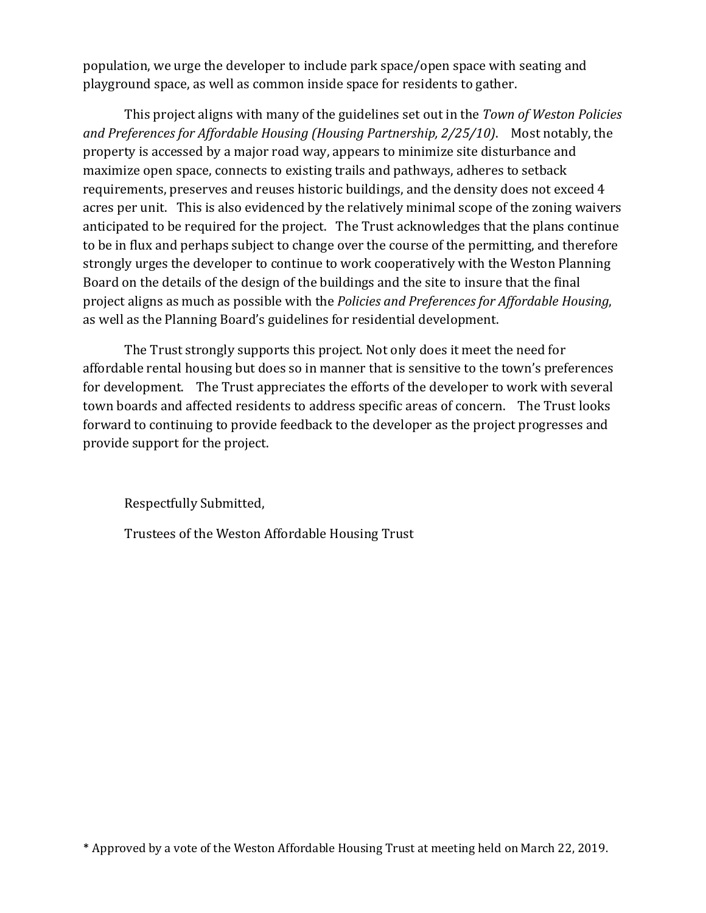population, we urge the developer to include park space/open space with seating and playground space, as well as common inside space for residents to gather.

This project aligns with many of the guidelines set out in the *Town of Weston Policies and Preferences for Affordable Housing (Housing Partnership, 2/25/10)*. Most notably, the property is accessed by a major road way, appears to minimize site disturbance and maximize open space, connects to existing trails and pathways, adheres to setback requirements, preserves and reuses historic buildings, and the density does not exceed 4 acres per unit. This is also evidenced by the relatively minimal scope of the zoning waivers anticipated to be required for the project. The Trust acknowledges that the plans continue to be in flux and perhaps subject to change over the course of the permitting, and therefore strongly urges the developer to continue to work cooperatively with the Weston Planning Board on the details of the design of the buildings and the site to insure that the final project aligns as much as possible with the *Policies and Preferences for Affordable Housing*, as well as the Planning Board's guidelines for residential development.

The Trust strongly supports this project. Not only does it meet the need for affordable rental housing but does so in manner that is sensitive to the town's preferences for development. The Trust appreciates the efforts of the developer to work with several town boards and affected residents to address specific areas of concern. The Trust looks forward to continuing to provide feedback to the developer as the project progresses and provide support for the project.

Respectfully Submitted,

Trustees of the Weston Affordable Housing Trust

* Approved by a vote of the Weston Affordable Housing Trust at meeting held on March 22, 2019.